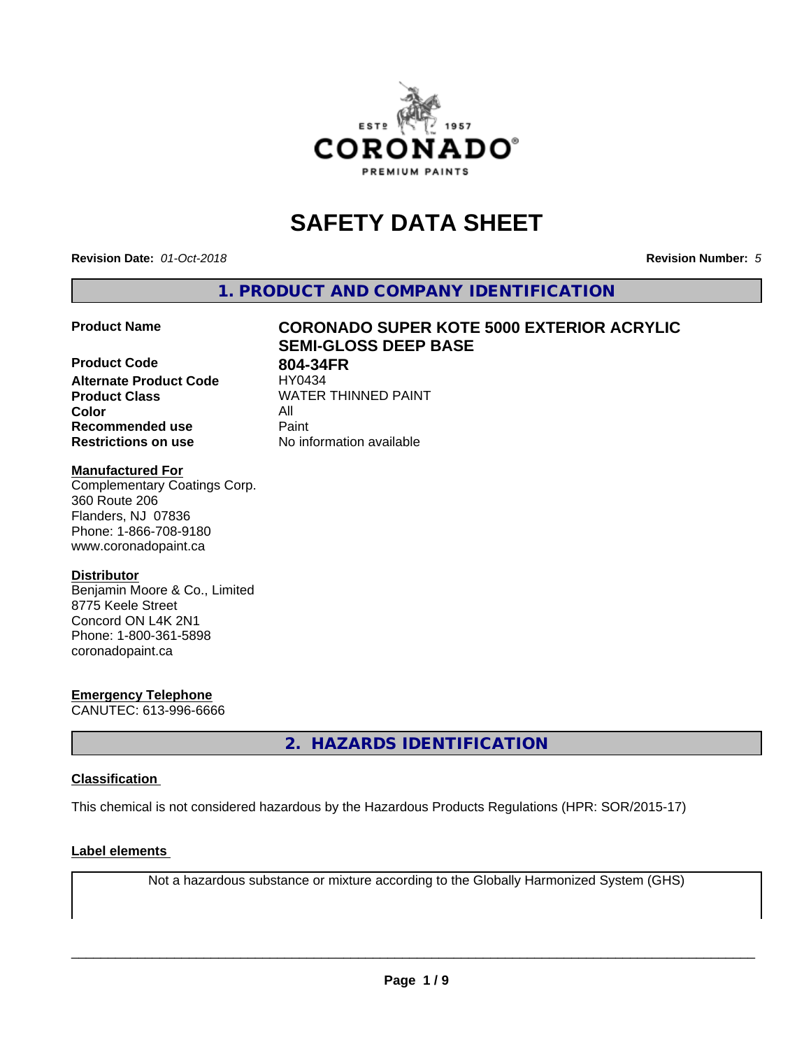# SAFETY DATA SHEET

**Revision Date:** *01-Oct-2018* **Revision Number:** *5*

## 1. PRODUCT AND COMPANY IDENTIFICATION

| | |
|---|---|
| **Product Name** | **CORONADO SUPER KOTE 5000 EXTERIOR ACRYLIC SEMI-GLOSS DEEP BASE** |
| **Product Code** | **804-34FR** |
| **Alternate Product Code** | HY0434 |
| **Product Class** | WATER THINNED PAINT |
| **Color** | All |
| **Recommended use** | Paint |
| **Restrictions on use** | No information available |

**Manufactured For**
Complementary Coatings Corp.
360 Route 206
Flanders, NJ 07836
Phone: 1-866-708-9180
www.coronadopaint.ca

**Distributor**
Benjamin Moore & Co., Limited
8775 Keele Street
Concord ON L4K 2N1
Phone: 1-800-361-5898
coronadopaint.ca

**Emergency Telephone**
CANUTEC: 613-996-6666

## 2. HAZARDS IDENTIFICATION

**Classification**

This chemical is not considered hazardous by the Hazardous Products Regulations (HPR: SOR/2015-17)

**Label elements**

Not a hazardous substance or mixture according to the Globally Harmonized System (GHS)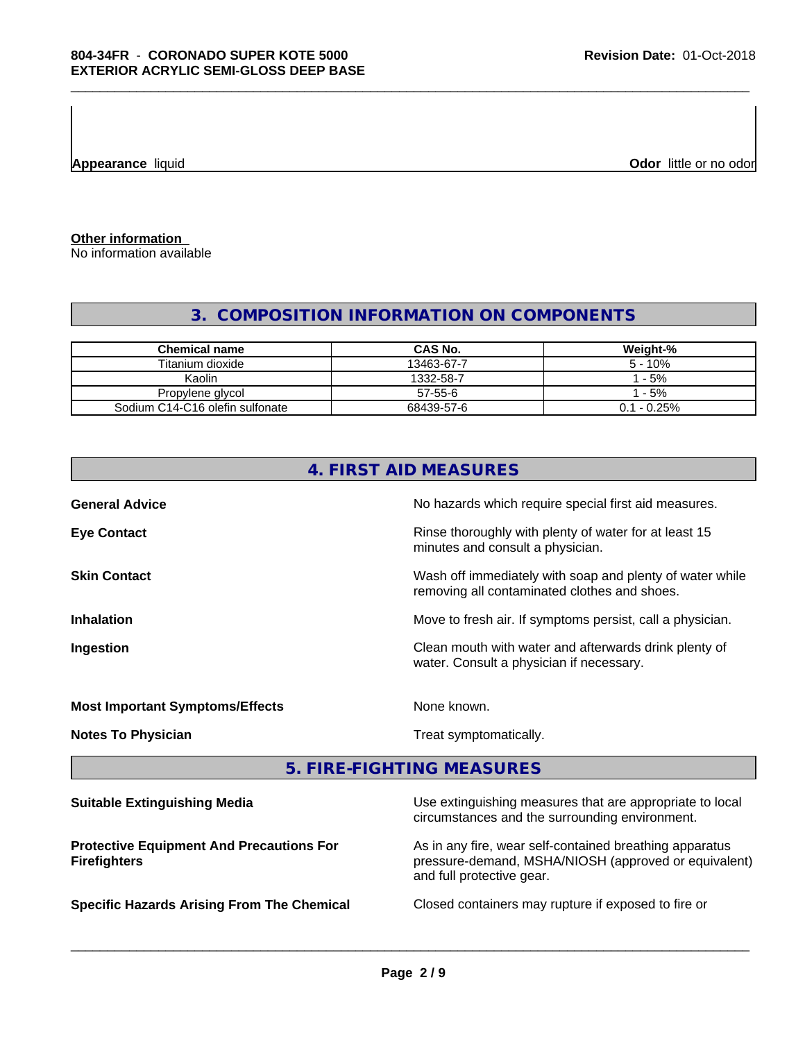**Appearance** liquid **Odor** little or no odor

**Other information**
No information available

## 3. COMPOSITION INFORMATION ON COMPONENTS

| Chemical name | CAS No. | Weight-% |
|---|---|---|
| Titanium dioxide | 13463-67-7 | 5 - 10% |
| Kaolin | 1332-58-7 | 1 - 5% |
| Propylene glycol | 57-55-6 | 1 - 5% |
| Sodium C14-C16 olefin sulfonate | 68439-57-6 | 0.1 - 0.25% |

## 4. FIRST AID MEASURES

**General Advice** No hazards which require special first aid measures.

**Eye Contact** Rinse thoroughly with plenty of water for at least 15 minutes and consult a physician.

**Skin Contact** Wash off immediately with soap and plenty of water while removing all contaminated clothes and shoes.

**Inhalation** Move to fresh air. If symptoms persist, call a physician.

**Ingestion** Clean mouth with water and afterwards drink plenty of water. Consult a physician if necessary.

**Most Important Symptoms/Effects** None known.

**Notes To Physician** Treat symptomatically.

## 5. FIRE-FIGHTING MEASURES

**Suitable Extinguishing Media** Use extinguishing measures that are appropriate to local circumstances and the surrounding environment.

**Protective Equipment And Precautions For Firefighters** As in any fire, wear self-contained breathing apparatus pressure-demand, MSHA/NIOSH (approved or equivalent) and full protective gear.

**Specific Hazards Arising From The Chemical** Closed containers may rupture if exposed to fire or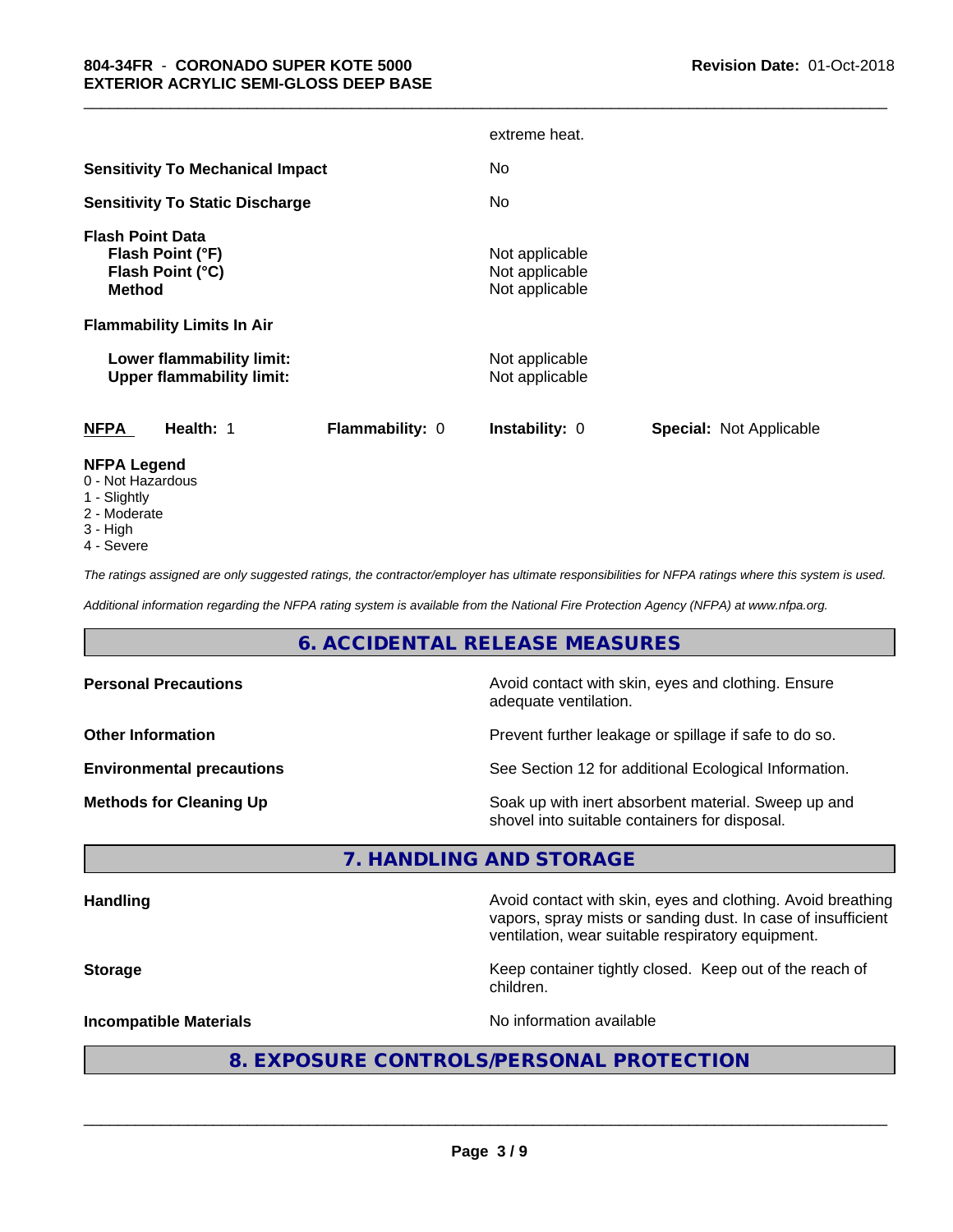| | |
|---|---|
| | extreme heat. |
| **Sensitivity To Mechanical Impact** | No |
| **Sensitivity To Static Discharge** | No |

**Flash Point Data**

| | |
|---|---|
| **Flash Point (°F)** | Not applicable |
| **Flash Point (°C)** | Not applicable |
| **Method** | Not applicable |

**Flammability Limits In Air**

| | |
|---|---|
| **Lower flammability limit:** | Not applicable |
| **Upper flammability limit:** | Not applicable |

| **NFPA** | **Health:** 1 | **Flammability:** 0 | **Instability:** 0 | **Special:** Not Applicable |
|---|---|---|---|---|

**NFPA Legend**
- 0 - Not Hazardous
- 1 - Slightly
- 2 - Moderate
- 3 - High
- 4 - Severe

*The ratings assigned are only suggested ratings, the contractor/employer has ultimate responsibilities for NFPA ratings where this system is used.*

*Additional information regarding the NFPA rating system is available from the National Fire Protection Agency (NFPA) at www.nfpa.org.*

## 6. ACCIDENTAL RELEASE MEASURES

| | |
|---|---|
| **Personal Precautions** | Avoid contact with skin, eyes and clothing. Ensure adequate ventilation. |
| **Other Information** | Prevent further leakage or spillage if safe to do so. |
| **Environmental precautions** | See Section 12 for additional Ecological Information. |
| **Methods for Cleaning Up** | Soak up with inert absorbent material. Sweep up and shovel into suitable containers for disposal. |

## 7. HANDLING AND STORAGE

| | |
|---|---|
| **Handling** | Avoid contact with skin, eyes and clothing. Avoid breathing vapors, spray mists or sanding dust. In case of insufficient ventilation, wear suitable respiratory equipment. |
| **Storage** | Keep container tightly closed. Keep out of the reach of children. |
| **Incompatible Materials** | No information available |

## 8. EXPOSURE CONTROLS/PERSONAL PROTECTION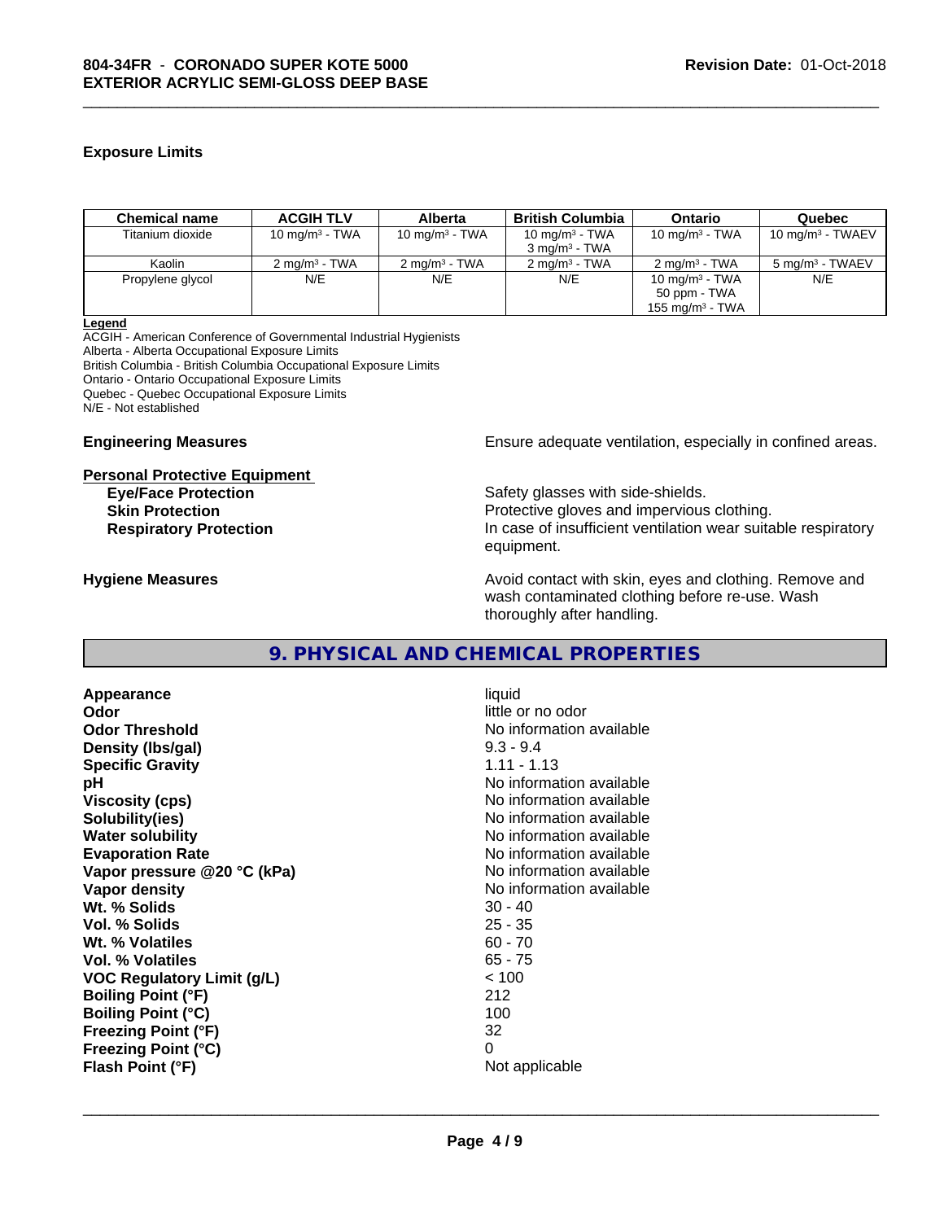### Exposure Limits

| Chemical name | ACGIH TLV | Alberta | British Columbia | Ontario | Quebec |
|---|---|---|---|---|---|
| Titanium dioxide | 10 mg/m³ - TWA | 10 mg/m³ - TWA | 10 mg/m³ - TWA<br>3 mg/m³ - TWA | 10 mg/m³ - TWA | 10 mg/m³ - TWAEV |
| Kaolin | 2 mg/m³ - TWA | 2 mg/m³ - TWA | 2 mg/m³ - TWA | 2 mg/m³ - TWA | 5 mg/m³ - TWAEV |
| Propylene glycol | N/E | N/E | N/E | 10 mg/m³ - TWA<br>50 ppm - TWA<br>155 mg/m³ - TWA | N/E |

**Legend**
ACGIH - American Conference of Governmental Industrial Hygienists
Alberta - Alberta Occupational Exposure Limits
British Columbia - British Columbia Occupational Exposure Limits
Ontario - Ontario Occupational Exposure Limits
Quebec - Quebec Occupational Exposure Limits
N/E - Not established

**Engineering Measures** Ensure adequate ventilation, especially in confined areas.

**Personal Protective Equipment**

**Eye/Face Protection** Safety glasses with side-shields.
**Skin Protection** Protective gloves and impervious clothing.
**Respiratory Protection** In case of insufficient ventilation wear suitable respiratory equipment.

**Hygiene Measures** Avoid contact with skin, eyes and clothing. Remove and wash contaminated clothing before re-use. Wash thoroughly after handling.

## 9. PHYSICAL AND CHEMICAL PROPERTIES

| | |
|---|---|
| **Appearance** | liquid |
| **Odor** | little or no odor |
| **Odor Threshold** | No information available |
| **Density (lbs/gal)** | 9.3 - 9.4 |
| **Specific Gravity** | 1.11 - 1.13 |
| **pH** | No information available |
| **Viscosity (cps)** | No information available |
| **Solubility(ies)** | No information available |
| **Water solubility** | No information available |
| **Evaporation Rate** | No information available |
| **Vapor pressure @20 °C (kPa)** | No information available |
| **Vapor density** | No information available |
| **Wt. % Solids** | 30 - 40 |
| **Vol. % Solids** | 25 - 35 |
| **Wt. % Volatiles** | 60 - 70 |
| **Vol. % Volatiles** | 65 - 75 |
| **VOC Regulatory Limit (g/L)** | < 100 |
| **Boiling Point (°F)** | 212 |
| **Boiling Point (°C)** | 100 |
| **Freezing Point (°F)** | 32 |
| **Freezing Point (°C)** | 0 |
| **Flash Point (°F)** | Not applicable |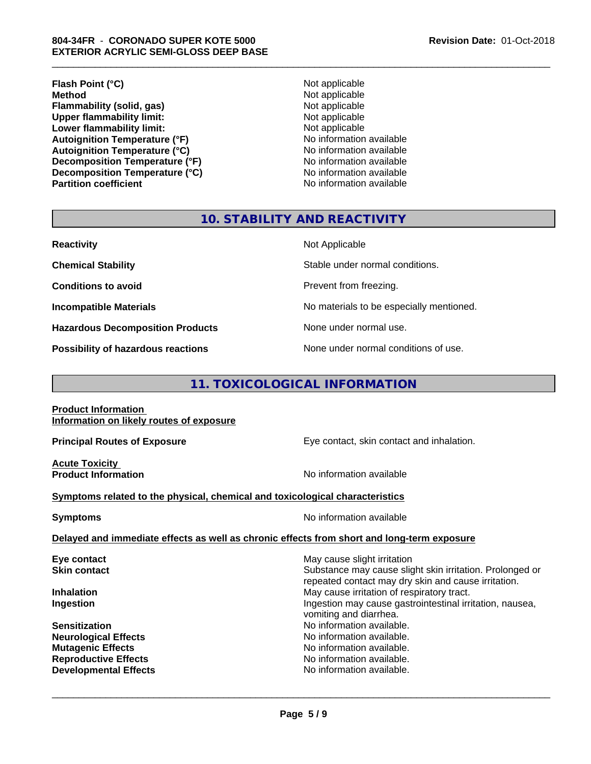| | |
|---|---|
| **Flash Point (°C)** | Not applicable |
| **Method** | Not applicable |
| **Flammability (solid, gas)** | Not applicable |
| **Upper flammability limit:** | Not applicable |
| **Lower flammability limit:** | Not applicable |
| **Autoignition Temperature (°F)** | No information available |
| **Autoignition Temperature (°C)** | No information available |
| **Decomposition Temperature (°F)** | No information available |
| **Decomposition Temperature (°C)** | No information available |
| **Partition coefficient** | No information available |

## 10. STABILITY AND REACTIVITY

| | |
|---|---|
| **Reactivity** | Not Applicable |
| **Chemical Stability** | Stable under normal conditions. |
| **Conditions to avoid** | Prevent from freezing. |
| **Incompatible Materials** | No materials to be especially mentioned. |
| **Hazardous Decomposition Products** | None under normal use. |
| **Possibility of hazardous reactions** | None under normal conditions of use. |

## 11. TOXICOLOGICAL INFORMATION

**Product Information**
**Information on likely routes of exposure**

**Principal Routes of Exposure** — Eye contact, skin contact and inhalation.

**Acute Toxicity**
**Product Information** — No information available

**Symptoms related to the physical, chemical and toxicological characteristics**

**Symptoms** — No information available

**Delayed and immediate effects as well as chronic effects from short and long-term exposure**

| | |
|---|---|
| **Eye contact** | May cause slight irritation |
| **Skin contact** | Substance may cause slight skin irritation. Prolonged or repeated contact may dry skin and cause irritation. |
| **Inhalation** | May cause irritation of respiratory tract. |
| **Ingestion** | Ingestion may cause gastrointestinal irritation, nausea, vomiting and diarrhea. |
| **Sensitization** | No information available. |
| **Neurological Effects** | No information available. |
| **Mutagenic Effects** | No information available. |
| **Reproductive Effects** | No information available. |
| **Developmental Effects** | No information available. |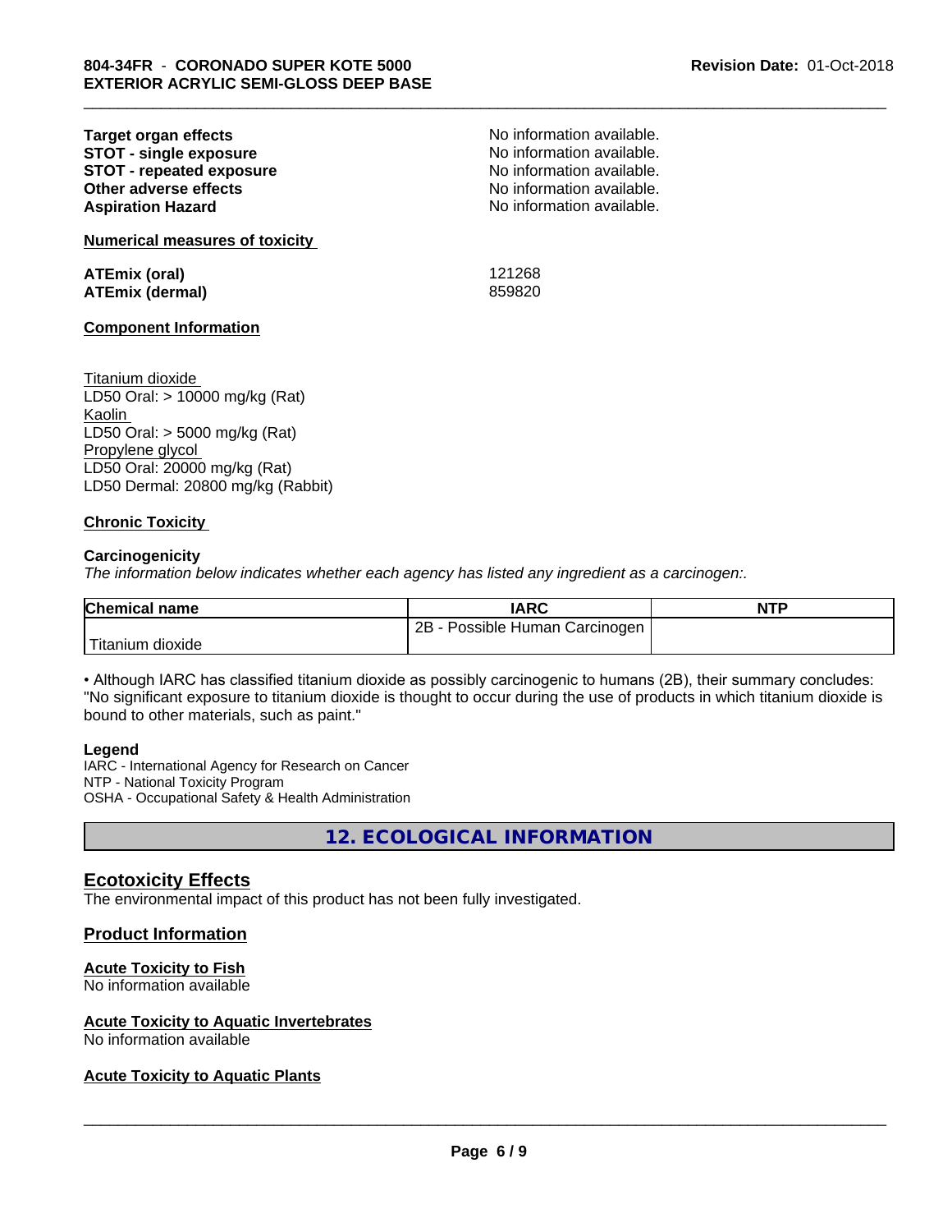**Target organ effects** No information available.
**STOT - single exposure** No information available.
**STOT - repeated exposure** No information available.
**Other adverse effects** No information available.
**Aspiration Hazard** No information available.

**Numerical measures of toxicity**

**ATEmix (oral)** 121268
**ATEmix (dermal)** 859820

**Component Information**

Titanium dioxide
LD50 Oral: > 10000 mg/kg (Rat)
Kaolin
LD50 Oral: > 5000 mg/kg (Rat)
Propylene glycol
LD50 Oral: 20000 mg/kg (Rat)
LD50 Dermal: 20800 mg/kg (Rabbit)

**Chronic Toxicity**

**Carcinogenicity**
*The information below indicates whether each agency has listed any ingredient as a carcinogen:.*

| Chemical name | IARC | NTP |
|---|---|---|
| Titanium dioxide | 2B - Possible Human Carcinogen | |

• Although IARC has classified titanium dioxide as possibly carcinogenic to humans (2B), their summary concludes: "No significant exposure to titanium dioxide is thought to occur during the use of products in which titanium dioxide is bound to other materials, such as paint."

**Legend**
IARC - International Agency for Research on Cancer
NTP - National Toxicity Program
OSHA - Occupational Safety & Health Administration

## 12. ECOLOGICAL INFORMATION

### Ecotoxicity Effects
The environmental impact of this product has not been fully investigated.

### Product Information

**Acute Toxicity to Fish**
No information available

**Acute Toxicity to Aquatic Invertebrates**
No information available

**Acute Toxicity to Aquatic Plants**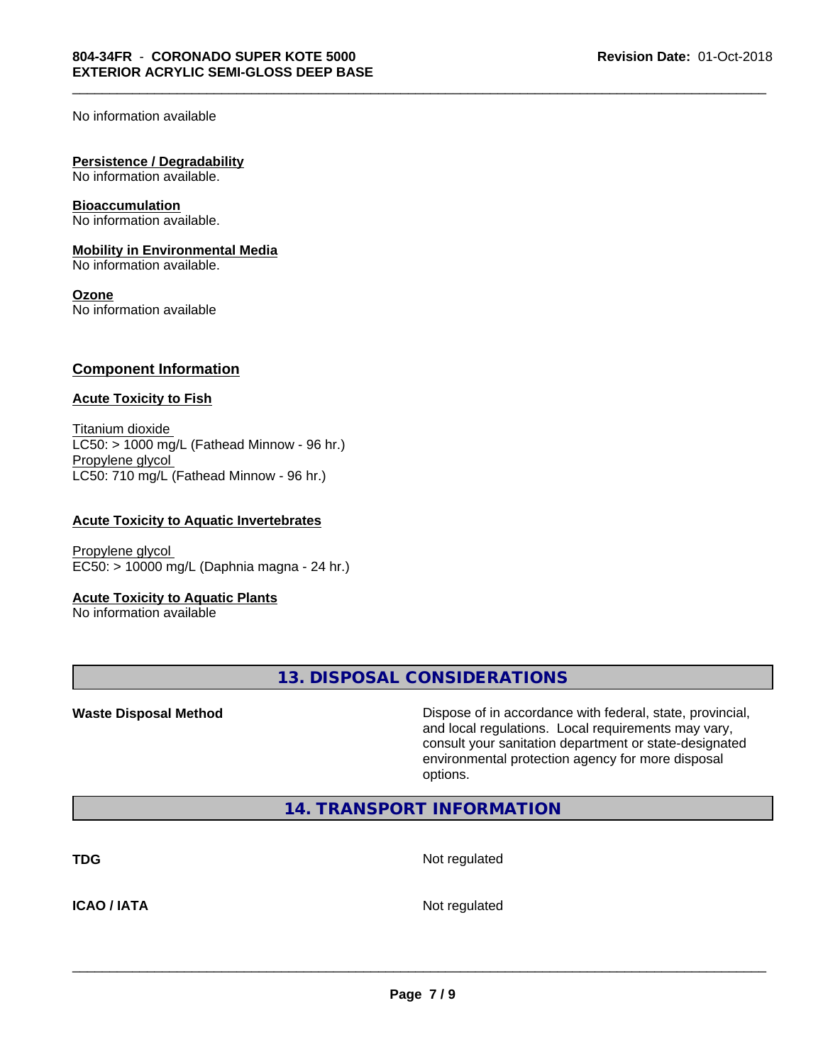No information available

**Persistence / Degradability**
No information available.

**Bioaccumulation**
No information available.

**Mobility in Environmental Media**
No information available.

**Ozone**
No information available

## Component Information

**Acute Toxicity to Fish**

Titanium dioxide
LC50: > 1000 mg/L (Fathead Minnow - 96 hr.)
Propylene glycol
LC50: 710 mg/L (Fathead Minnow - 96 hr.)

**Acute Toxicity to Aquatic Invertebrates**

Propylene glycol
EC50: > 10000 mg/L (Daphnia magna - 24 hr.)

**Acute Toxicity to Aquatic Plants**
No information available

## 13. DISPOSAL CONSIDERATIONS

**Waste Disposal Method** Dispose of in accordance with federal, state, provincial, and local regulations. Local requirements may vary, consult your sanitation department or state-designated environmental protection agency for more disposal options.

## 14. TRANSPORT INFORMATION

**TDG** Not regulated

**ICAO / IATA** Not regulated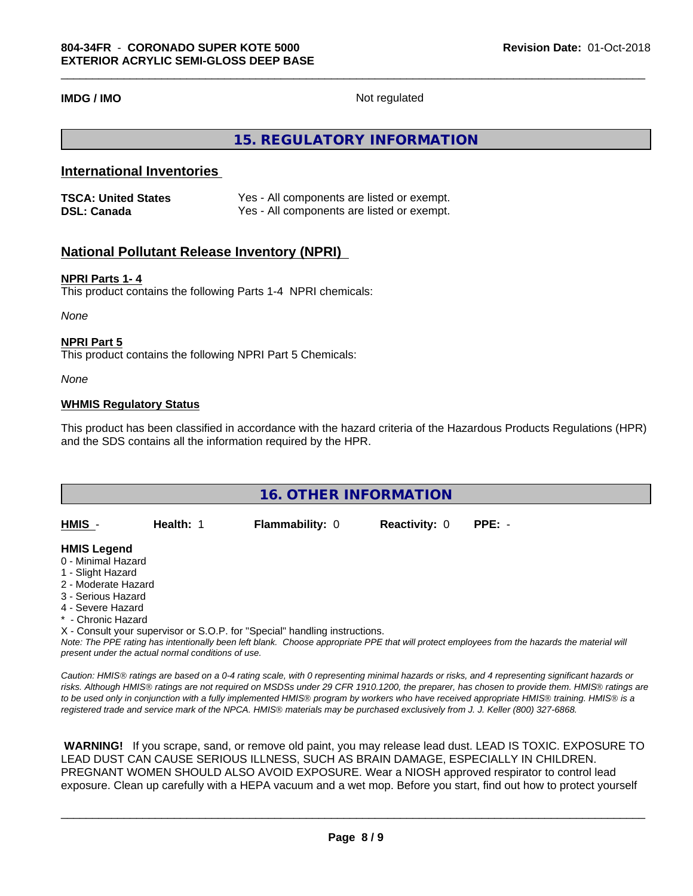| | |
|---|---|
| **IMDG / IMO** | Not regulated |

# 15. REGULATORY INFORMATION

## International Inventories

| | |
|---|---|
| **TSCA: United States** | Yes - All components are listed or exempt. |
| **DSL: Canada** | Yes - All components are listed or exempt. |

## National Pollutant Release Inventory (NPRI)

**NPRI Parts 1- 4**

This product contains the following Parts 1-4 NPRI chemicals:

*None*

**NPRI Part 5**

This product contains the following NPRI Part 5 Chemicals:

*None*

**WHMIS Regulatory Status**

This product has been classified in accordance with the hazard criteria of the Hazardous Products Regulations (HPR) and the SDS contains all the information required by the HPR.

# 16. OTHER INFORMATION

| HMIS - | Health: 1 | Flammability: 0 | Reactivity: 0 | PPE: - |
|---|---|---|---|---|

**HMIS Legend**

0 - Minimal Hazard
1 - Slight Hazard
2 - Moderate Hazard
3 - Serious Hazard
4 - Severe Hazard
* - Chronic Hazard
X - Consult your supervisor or S.O.P. for "Special" handling instructions.

*Note: The PPE rating has intentionally been left blank. Choose appropriate PPE that will protect employees from the hazards the material will present under the actual normal conditions of use.*

*Caution: HMIS® ratings are based on a 0-4 rating scale, with 0 representing minimal hazards or risks, and 4 representing significant hazards or risks. Although HMIS® ratings are not required on MSDSs under 29 CFR 1910.1200, the preparer, has chosen to provide them. HMIS® ratings are to be used only in conjunction with a fully implemented HMIS® program by workers who have received appropriate HMIS® training. HMIS® is a registered trade and service mark of the NPCA. HMIS® materials may be purchased exclusively from J. J. Keller (800) 327-6868.*

**WARNING!** If you scrape, sand, or remove old paint, you may release lead dust. LEAD IS TOXIC. EXPOSURE TO LEAD DUST CAN CAUSE SERIOUS ILLNESS, SUCH AS BRAIN DAMAGE, ESPECIALLY IN CHILDREN. PREGNANT WOMEN SHOULD ALSO AVOID EXPOSURE. Wear a NIOSH approved respirator to control lead exposure. Clean up carefully with a HEPA vacuum and a wet mop. Before you start, find out how to protect yourself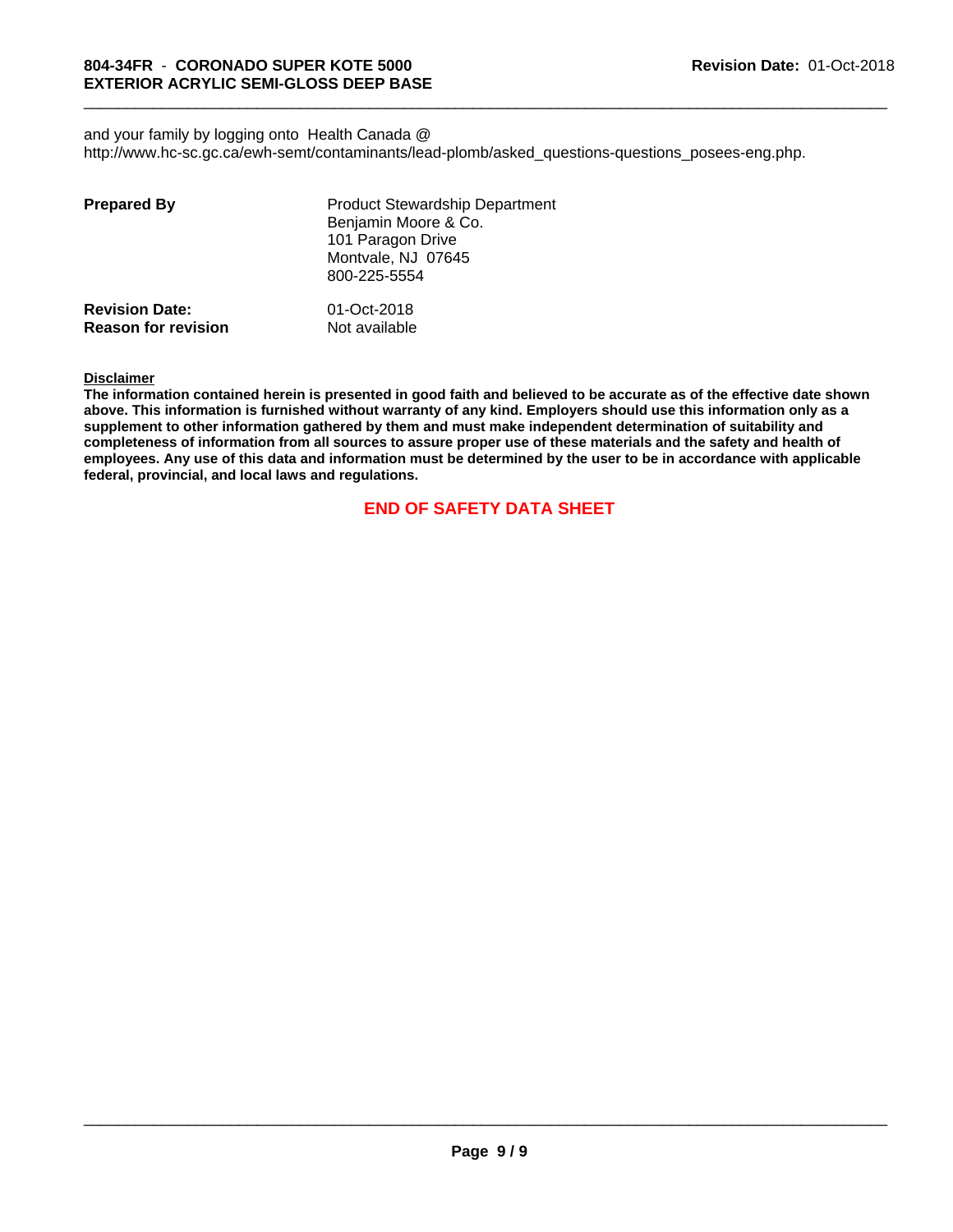and your family by logging onto Health Canada @ http://www.hc-sc.gc.ca/ewh-semt/contaminants/lead-plomb/asked_questions-questions_posees-eng.php.

| | |
|---|---|
| **Prepared By** | Product Stewardship Department<br>Benjamin Moore & Co.<br>101 Paragon Drive<br>Montvale, NJ 07645<br>800-225-5554 |
| **Revision Date:** | 01-Oct-2018 |
| **Reason for revision** | Not available |

**Disclaimer**

**The information contained herein is presented in good faith and believed to be accurate as of the effective date shown above. This information is furnished without warranty of any kind. Employers should use this information only as a supplement to other information gathered by them and must make independent determination of suitability and completeness of information from all sources to assure proper use of these materials and the safety and health of employees. Any use of this data and information must be determined by the user to be in accordance with applicable federal, provincial, and local laws and regulations.**

**END OF SAFETY DATA SHEET**